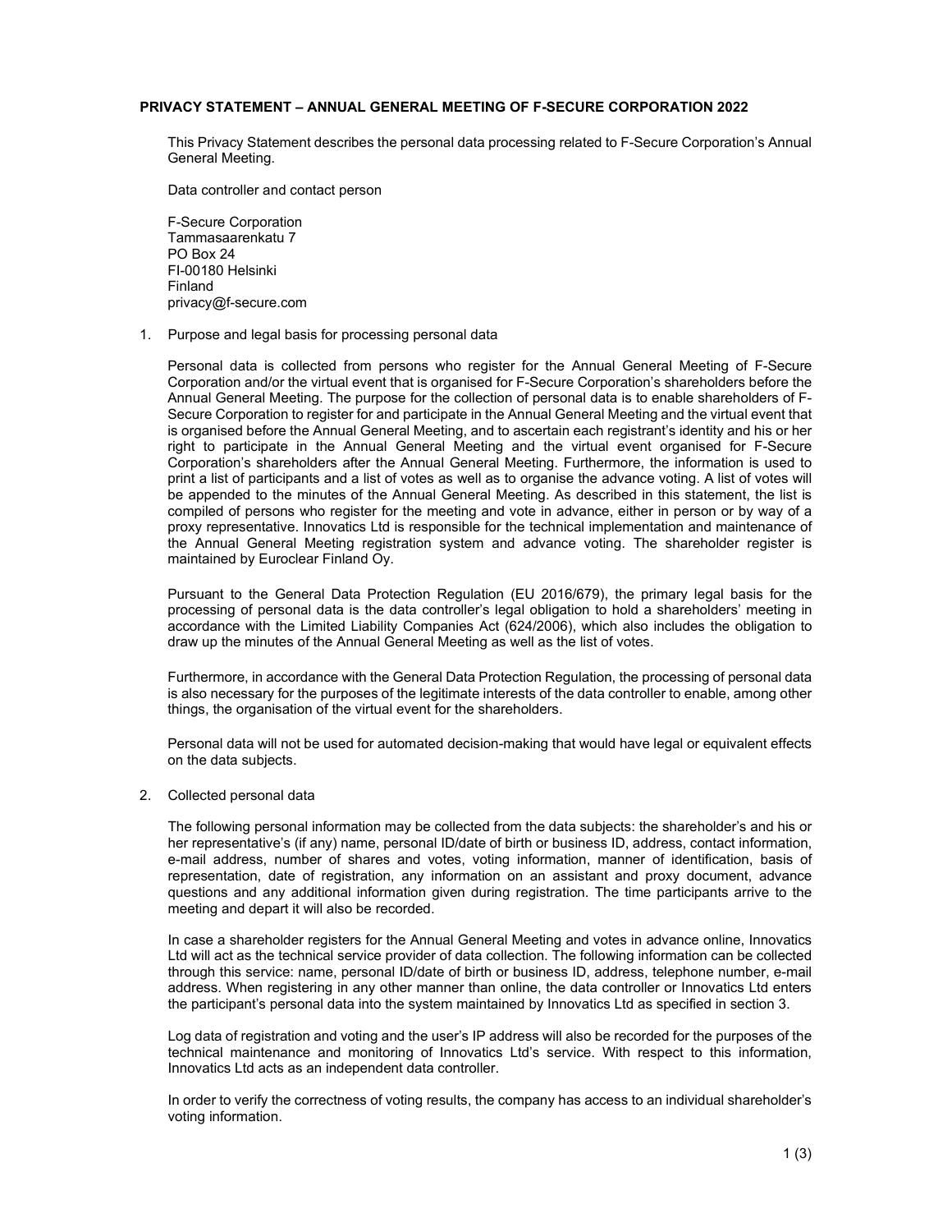# PRIVACY STATEMENT – ANNUAL GENERAL MEETING OF F-SECURE CORPORATION 2022

This Privacy Statement describes the personal data processing related to F-Secure Corporation's Annual General Meeting.

Data controller and contact person

F-Secure Corporation
Tammasaarenkatu 7
PO Box 24
FI-00180 Helsinki
Finland
privacy@f-secure.com

## 1. Purpose and legal basis for processing personal data

Personal data is collected from persons who register for the Annual General Meeting of F-Secure Corporation and/or the virtual event that is organised for F-Secure Corporation's shareholders before the Annual General Meeting. The purpose for the collection of personal data is to enable shareholders of F-Secure Corporation to register for and participate in the Annual General Meeting and the virtual event that is organised before the Annual General Meeting, and to ascertain each registrant's identity and his or her right to participate in the Annual General Meeting and the virtual event organised for F-Secure Corporation's shareholders after the Annual General Meeting. Furthermore, the information is used to print a list of participants and a list of votes as well as to organise the advance voting. A list of votes will be appended to the minutes of the Annual General Meeting. As described in this statement, the list is compiled of persons who register for the meeting and vote in advance, either in person or by way of a proxy representative. Innovatics Ltd is responsible for the technical implementation and maintenance of the Annual General Meeting registration system and advance voting. The shareholder register is maintained by Euroclear Finland Oy.

Pursuant to the General Data Protection Regulation (EU 2016/679), the primary legal basis for the processing of personal data is the data controller's legal obligation to hold a shareholders' meeting in accordance with the Limited Liability Companies Act (624/2006), which also includes the obligation to draw up the minutes of the Annual General Meeting as well as the list of votes.

Furthermore, in accordance with the General Data Protection Regulation, the processing of personal data is also necessary for the purposes of the legitimate interests of the data controller to enable, among other things, the organisation of the virtual event for the shareholders.

Personal data will not be used for automated decision-making that would have legal or equivalent effects on the data subjects.

## 2. Collected personal data

The following personal information may be collected from the data subjects: the shareholder's and his or her representative's (if any) name, personal ID/date of birth or business ID, address, contact information, e-mail address, number of shares and votes, voting information, manner of identification, basis of representation, date of registration, any information on an assistant and proxy document, advance questions and any additional information given during registration. The time participants arrive to the meeting and depart it will also be recorded.

In case a shareholder registers for the Annual General Meeting and votes in advance online, Innovatics Ltd will act as the technical service provider of data collection. The following information can be collected through this service: name, personal ID/date of birth or business ID, address, telephone number, e-mail address. When registering in any other manner than online, the data controller or Innovatics Ltd enters the participant's personal data into the system maintained by Innovatics Ltd as specified in section 3.

Log data of registration and voting and the user's IP address will also be recorded for the purposes of the technical maintenance and monitoring of Innovatics Ltd's service. With respect to this information, Innovatics Ltd acts as an independent data controller.

In order to verify the correctness of voting results, the company has access to an individual shareholder's voting information.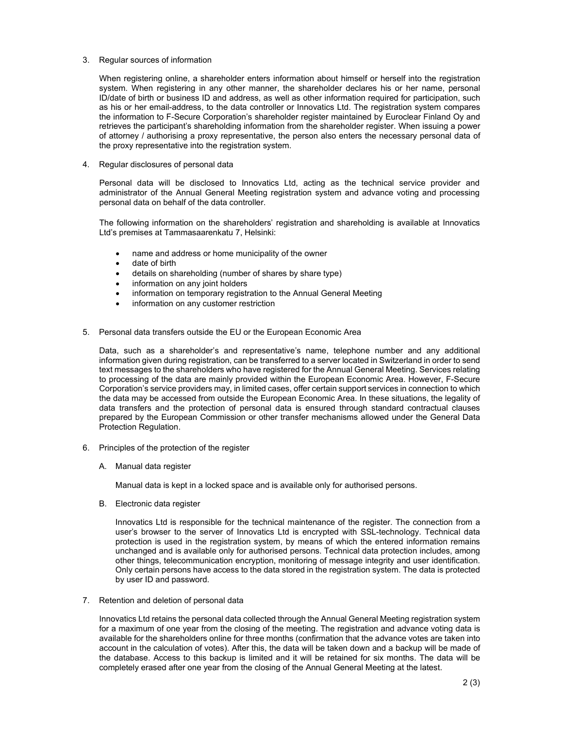## 3. Regular sources of information

When registering online, a shareholder enters information about himself or herself into the registration system. When registering in any other manner, the shareholder declares his or her name, personal ID/date of birth or business ID and address, as well as other information required for participation, such as his or her email-address, to the data controller or Innovatics Ltd. The registration system compares the information to F-Secure Corporation's shareholder register maintained by Euroclear Finland Oy and retrieves the participant's shareholding information from the shareholder register. When issuing a power of attorney / authorising a proxy representative, the person also enters the necessary personal data of the proxy representative into the registration system.

## 4. Regular disclosures of personal data

Personal data will be disclosed to Innovatics Ltd, acting as the technical service provider and administrator of the Annual General Meeting registration system and advance voting and processing personal data on behalf of the data controller.

The following information on the shareholders' registration and shareholding is available at Innovatics Ltd's premises at Tammasaarenkatu 7, Helsinki:

- name and address or home municipality of the owner
- date of birth
- details on shareholding (number of shares by share type)
- information on any joint holders
- information on temporary registration to the Annual General Meeting
- information on any customer restriction

## 5. Personal data transfers outside the EU or the European Economic Area

Data, such as a shareholder's and representative's name, telephone number and any additional information given during registration, can be transferred to a server located in Switzerland in order to send text messages to the shareholders who have registered for the Annual General Meeting. Services relating to processing of the data are mainly provided within the European Economic Area. However, F-Secure Corporation's service providers may, in limited cases, offer certain support services in connection to which the data may be accessed from outside the European Economic Area. In these situations, the legality of data transfers and the protection of personal data is ensured through standard contractual clauses prepared by the European Commission or other transfer mechanisms allowed under the General Data Protection Regulation.

## 6. Principles of the protection of the register

### A. Manual data register

Manual data is kept in a locked space and is available only for authorised persons.

### B. Electronic data register

Innovatics Ltd is responsible for the technical maintenance of the register. The connection from a user's browser to the server of Innovatics Ltd is encrypted with SSL-technology. Technical data protection is used in the registration system, by means of which the entered information remains unchanged and is available only for authorised persons. Technical data protection includes, among other things, telecommunication encryption, monitoring of message integrity and user identification. Only certain persons have access to the data stored in the registration system. The data is protected by user ID and password.

## 7. Retention and deletion of personal data

Innovatics Ltd retains the personal data collected through the Annual General Meeting registration system for a maximum of one year from the closing of the meeting. The registration and advance voting data is available for the shareholders online for three months (confirmation that the advance votes are taken into account in the calculation of votes). After this, the data will be taken down and a backup will be made of the database. Access to this backup is limited and it will be retained for six months. The data will be completely erased after one year from the closing of the Annual General Meeting at the latest.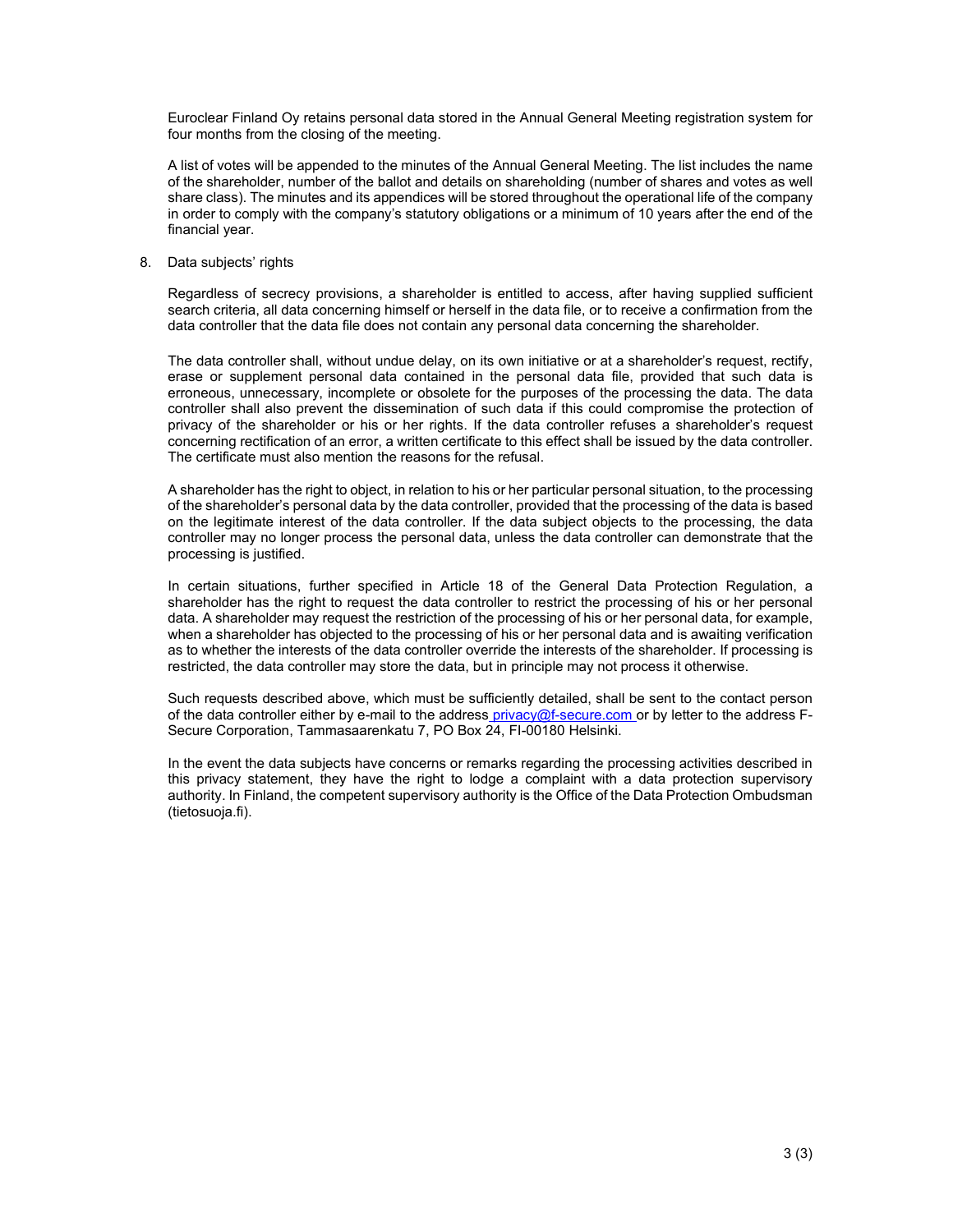Euroclear Finland Oy retains personal data stored in the Annual General Meeting registration system for four months from the closing of the meeting.

A list of votes will be appended to the minutes of the Annual General Meeting. The list includes the name of the shareholder, number of the ballot and details on shareholding (number of shares and votes as well share class). The minutes and its appendices will be stored throughout the operational life of the company in order to comply with the company's statutory obligations or a minimum of 10 years after the end of the financial year.

8. Data subjects' rights

Regardless of secrecy provisions, a shareholder is entitled to access, after having supplied sufficient search criteria, all data concerning himself or herself in the data file, or to receive a confirmation from the data controller that the data file does not contain any personal data concerning the shareholder.

The data controller shall, without undue delay, on its own initiative or at a shareholder's request, rectify, erase or supplement personal data contained in the personal data file, provided that such data is erroneous, unnecessary, incomplete or obsolete for the purposes of the processing the data. The data controller shall also prevent the dissemination of such data if this could compromise the protection of privacy of the shareholder or his or her rights. If the data controller refuses a shareholder's request concerning rectification of an error, a written certificate to this effect shall be issued by the data controller. The certificate must also mention the reasons for the refusal.

A shareholder has the right to object, in relation to his or her particular personal situation, to the processing of the shareholder's personal data by the data controller, provided that the processing of the data is based on the legitimate interest of the data controller. If the data subject objects to the processing, the data controller may no longer process the personal data, unless the data controller can demonstrate that the processing is justified.

In certain situations, further specified in Article 18 of the General Data Protection Regulation, a shareholder has the right to request the data controller to restrict the processing of his or her personal data. A shareholder may request the restriction of the processing of his or her personal data, for example, when a shareholder has objected to the processing of his or her personal data and is awaiting verification as to whether the interests of the data controller override the interests of the shareholder. If processing is restricted, the data controller may store the data, but in principle may not process it otherwise.

Such requests described above, which must be sufficiently detailed, shall be sent to the contact person of the data controller either by e-mail to the address privacy@f-secure.com or by letter to the address F-Secure Corporation, Tammasaarenkatu 7, PO Box 24, FI-00180 Helsinki.

In the event the data subjects have concerns or remarks regarding the processing activities described in this privacy statement, they have the right to lodge a complaint with a data protection supervisory authority. In Finland, the competent supervisory authority is the Office of the Data Protection Ombudsman (tietosuoja.fi).